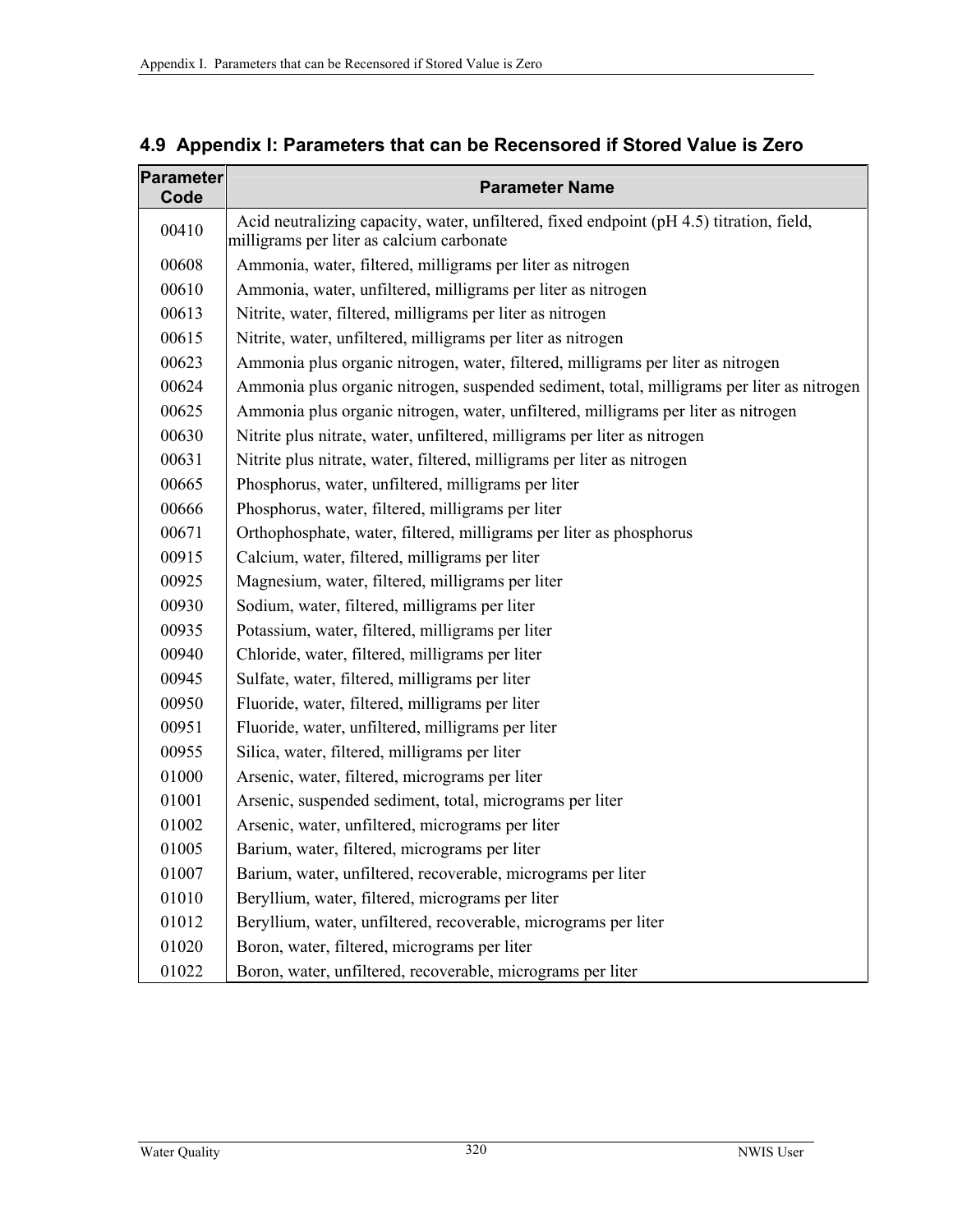## 4.9 Appendix I: Parameters that can be Recensored if Stored Value is Zero

| Parameter Code | Parameter Name |
|---|---|
| 00410 | Acid neutralizing capacity, water, unfiltered, fixed endpoint (pH 4.5) titration, field, milligrams per liter as calcium carbonate |
| 00608 | Ammonia, water, filtered, milligrams per liter as nitrogen |
| 00610 | Ammonia, water, unfiltered, milligrams per liter as nitrogen |
| 00613 | Nitrite, water, filtered, milligrams per liter as nitrogen |
| 00615 | Nitrite, water, unfiltered, milligrams per liter as nitrogen |
| 00623 | Ammonia plus organic nitrogen, water, filtered, milligrams per liter as nitrogen |
| 00624 | Ammonia plus organic nitrogen, suspended sediment, total, milligrams per liter as nitrogen |
| 00625 | Ammonia plus organic nitrogen, water, unfiltered, milligrams per liter as nitrogen |
| 00630 | Nitrite plus nitrate, water, unfiltered, milligrams per liter as nitrogen |
| 00631 | Nitrite plus nitrate, water, filtered, milligrams per liter as nitrogen |
| 00665 | Phosphorus, water, unfiltered, milligrams per liter |
| 00666 | Phosphorus, water, filtered, milligrams per liter |
| 00671 | Orthophosphate, water, filtered, milligrams per liter as phosphorus |
| 00915 | Calcium, water, filtered, milligrams per liter |
| 00925 | Magnesium, water, filtered, milligrams per liter |
| 00930 | Sodium, water, filtered, milligrams per liter |
| 00935 | Potassium, water, filtered, milligrams per liter |
| 00940 | Chloride, water, filtered, milligrams per liter |
| 00945 | Sulfate, water, filtered, milligrams per liter |
| 00950 | Fluoride, water, filtered, milligrams per liter |
| 00951 | Fluoride, water, unfiltered, milligrams per liter |
| 00955 | Silica, water, filtered, milligrams per liter |
| 01000 | Arsenic, water, filtered, micrograms per liter |
| 01001 | Arsenic, suspended sediment, total, micrograms per liter |
| 01002 | Arsenic, water, unfiltered, micrograms per liter |
| 01005 | Barium, water, filtered, micrograms per liter |
| 01007 | Barium, water, unfiltered, recoverable, micrograms per liter |
| 01010 | Beryllium, water, filtered, micrograms per liter |
| 01012 | Beryllium, water, unfiltered, recoverable, micrograms per liter |
| 01020 | Boron, water, filtered, micrograms per liter |
| 01022 | Boron, water, unfiltered, recoverable, micrograms per liter |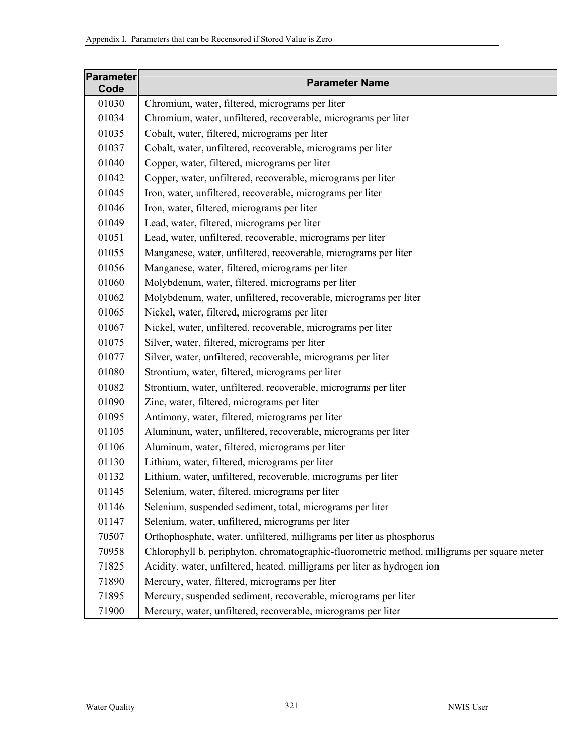| Parameter Code | Parameter Name |
|---|---|
| 01030 | Chromium, water, filtered, micrograms per liter |
| 01034 | Chromium, water, unfiltered, recoverable, micrograms per liter |
| 01035 | Cobalt, water, filtered, micrograms per liter |
| 01037 | Cobalt, water, unfiltered, recoverable, micrograms per liter |
| 01040 | Copper, water, filtered, micrograms per liter |
| 01042 | Copper, water, unfiltered, recoverable, micrograms per liter |
| 01045 | Iron, water, unfiltered, recoverable, micrograms per liter |
| 01046 | Iron, water, filtered, micrograms per liter |
| 01049 | Lead, water, filtered, micrograms per liter |
| 01051 | Lead, water, unfiltered, recoverable, micrograms per liter |
| 01055 | Manganese, water, unfiltered, recoverable, micrograms per liter |
| 01056 | Manganese, water, filtered, micrograms per liter |
| 01060 | Molybdenum, water, filtered, micrograms per liter |
| 01062 | Molybdenum, water, unfiltered, recoverable, micrograms per liter |
| 01065 | Nickel, water, filtered, micrograms per liter |
| 01067 | Nickel, water, unfiltered, recoverable, micrograms per liter |
| 01075 | Silver, water, filtered, micrograms per liter |
| 01077 | Silver, water, unfiltered, recoverable, micrograms per liter |
| 01080 | Strontium, water, filtered, micrograms per liter |
| 01082 | Strontium, water, unfiltered, recoverable, micrograms per liter |
| 01090 | Zinc, water, filtered, micrograms per liter |
| 01095 | Antimony, water, filtered, micrograms per liter |
| 01105 | Aluminum, water, unfiltered, recoverable, micrograms per liter |
| 01106 | Aluminum, water, filtered, micrograms per liter |
| 01130 | Lithium, water, filtered, micrograms per liter |
| 01132 | Lithium, water, unfiltered, recoverable, micrograms per liter |
| 01145 | Selenium, water, filtered, micrograms per liter |
| 01146 | Selenium, suspended sediment, total, micrograms per liter |
| 01147 | Selenium, water, unfiltered, micrograms per liter |
| 70507 | Orthophosphate, water, unfiltered, milligrams per liter as phosphorus |
| 70958 | Chlorophyll b, periphyton, chromatographic-fluorometric method, milligrams per square meter |
| 71825 | Acidity, water, unfiltered, heated, milligrams per liter as hydrogen ion |
| 71890 | Mercury, water, filtered, micrograms per liter |
| 71895 | Mercury, suspended sediment, recoverable, micrograms per liter |
| 71900 | Mercury, water, unfiltered, recoverable, micrograms per liter |